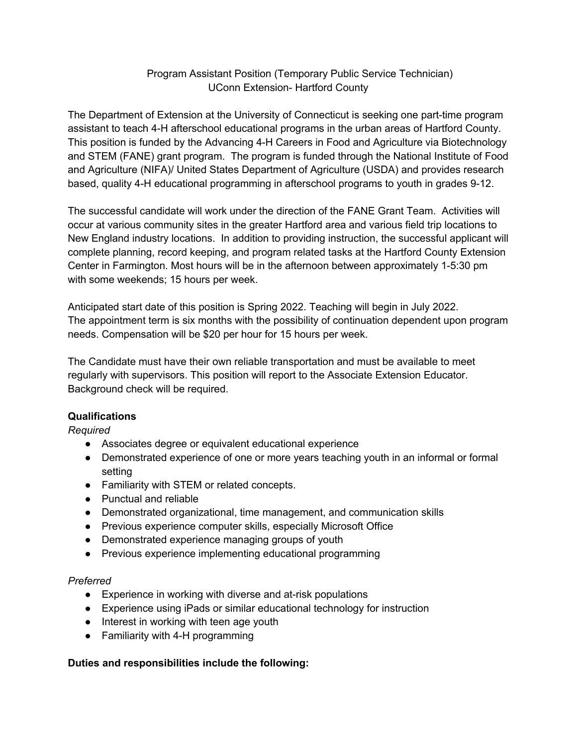# Program Assistant Position (Temporary Public Service Technician)
## UConn Extension- Hartford County

The Department of Extension at the University of Connecticut is seeking one part-time program assistant to teach 4-H afterschool educational programs in the urban areas of Hartford County. This position is funded by the Advancing 4-H Careers in Food and Agriculture via Biotechnology and STEM (FANE) grant program. The program is funded through the National Institute of Food and Agriculture (NIFA)/ United States Department of Agriculture (USDA) and provides research based, quality 4-H educational programming in afterschool programs to youth in grades 9-12.

The successful candidate will work under the direction of the FANE Grant Team. Activities will occur at various community sites in the greater Hartford area and various field trip locations to New England industry locations. In addition to providing instruction, the successful applicant will complete planning, record keeping, and program related tasks at the Hartford County Extension Center in Farmington. Most hours will be in the afternoon between approximately 1-5:30 pm with some weekends; 15 hours per week.

Anticipated start date of this position is Spring 2022. Teaching will begin in July 2022. The appointment term is six months with the possibility of continuation dependent upon program needs. Compensation will be $20 per hour for 15 hours per week.

The Candidate must have their own reliable transportation and must be available to meet regularly with supervisors. This position will report to the Associate Extension Educator. Background check will be required.

**Qualifications**

*Required*

- Associates degree or equivalent educational experience
- Demonstrated experience of one or more years teaching youth in an informal or formal setting
- Familiarity with STEM or related concepts.
- Punctual and reliable
- Demonstrated organizational, time management, and communication skills
- Previous experience computer skills, especially Microsoft Office
- Demonstrated experience managing groups of youth
- Previous experience implementing educational programming

*Preferred*

- Experience in working with diverse and at-risk populations
- Experience using iPads or similar educational technology for instruction
- Interest in working with teen age youth
- Familiarity with 4-H programming

**Duties and responsibilities include the following:**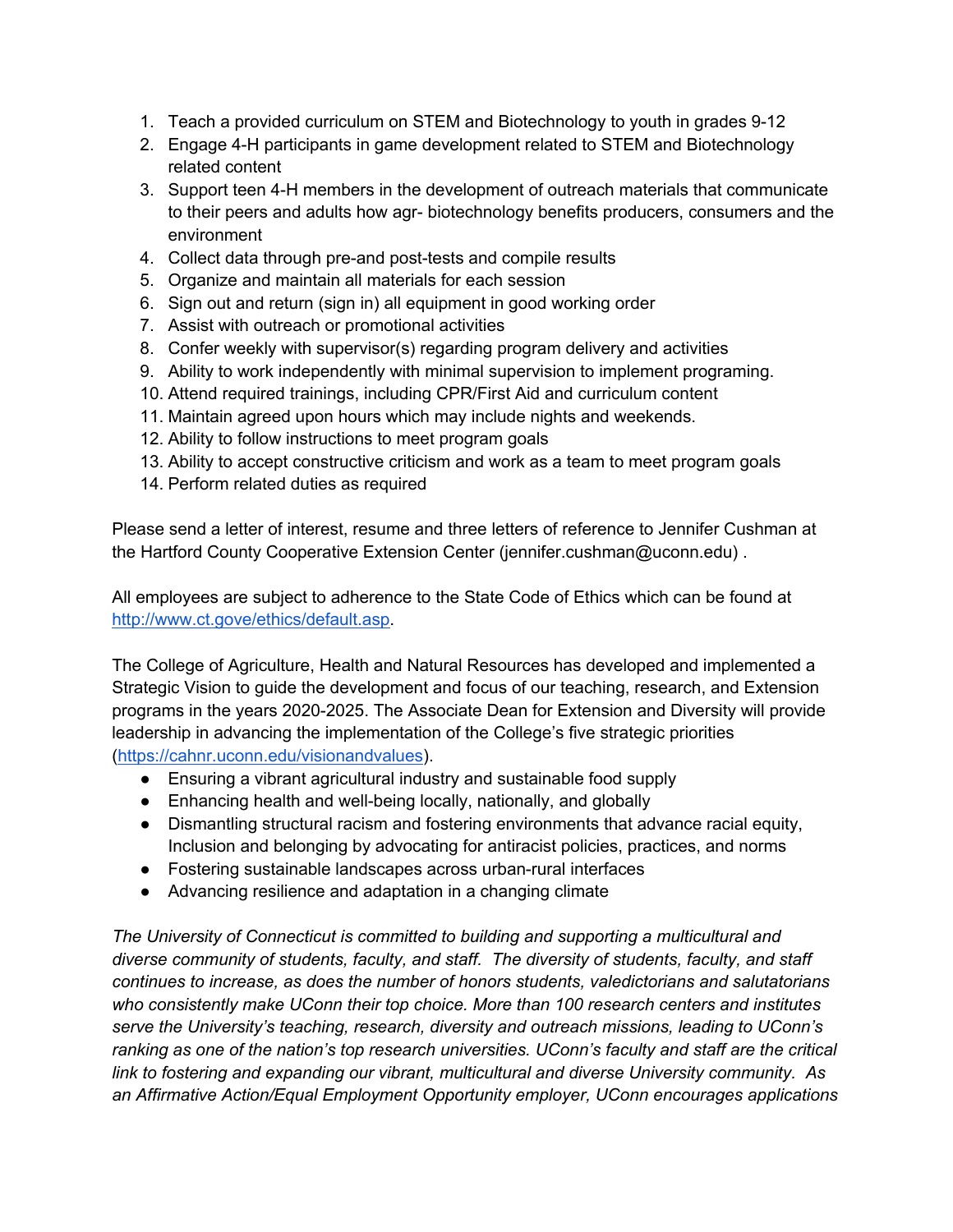1. Teach a provided curriculum on STEM and Biotechnology to youth in grades 9-12
2. Engage 4-H participants in game development related to STEM and Biotechnology related content
3. Support teen 4-H members in the development of outreach materials that communicate to their peers and adults how agr- biotechnology benefits producers, consumers and the environment
4. Collect data through pre-and post-tests and compile results
5. Organize and maintain all materials for each session
6. Sign out and return (sign in) all equipment in good working order
7. Assist with outreach or promotional activities
8. Confer weekly with supervisor(s) regarding program delivery and activities
9. Ability to work independently with minimal supervision to implement programing.
10. Attend required trainings, including CPR/First Aid and curriculum content
11. Maintain agreed upon hours which may include nights and weekends.
12. Ability to follow instructions to meet program goals
13. Ability to accept constructive criticism and work as a team to meet program goals
14. Perform related duties as required

Please send a letter of interest, resume and three letters of reference to Jennifer Cushman at the Hartford County Cooperative Extension Center (jennifer.cushman@uconn.edu) .

All employees are subject to adherence to the State Code of Ethics which can be found at [http://www.ct.gove/ethics/default.asp](http://www.ct.gove/ethics/default.asp).

The College of Agriculture, Health and Natural Resources has developed and implemented a Strategic Vision to guide the development and focus of our teaching, research, and Extension programs in the years 2020-2025. The Associate Dean for Extension and Diversity will provide leadership in advancing the implementation of the College's five strategic priorities ([https://cahnr.uconn.edu/visionandvalues](https://cahnr.uconn.edu/visionandvalues)).

- Ensuring a vibrant agricultural industry and sustainable food supply
- Enhancing health and well-being locally, nationally, and globally
- Dismantling structural racism and fostering environments that advance racial equity, Inclusion and belonging by advocating for antiracist policies, practices, and norms
- Fostering sustainable landscapes across urban-rural interfaces
- Advancing resilience and adaptation in a changing climate

*The University of Connecticut is committed to building and supporting a multicultural and diverse community of students, faculty, and staff. The diversity of students, faculty, and staff continues to increase, as does the number of honors students, valedictorians and salutatorians who consistently make UConn their top choice. More than 100 research centers and institutes serve the University's teaching, research, diversity and outreach missions, leading to UConn's ranking as one of the nation's top research universities. UConn's faculty and staff are the critical link to fostering and expanding our vibrant, multicultural and diverse University community. As an Affirmative Action/Equal Employment Opportunity employer, UConn encourages applications*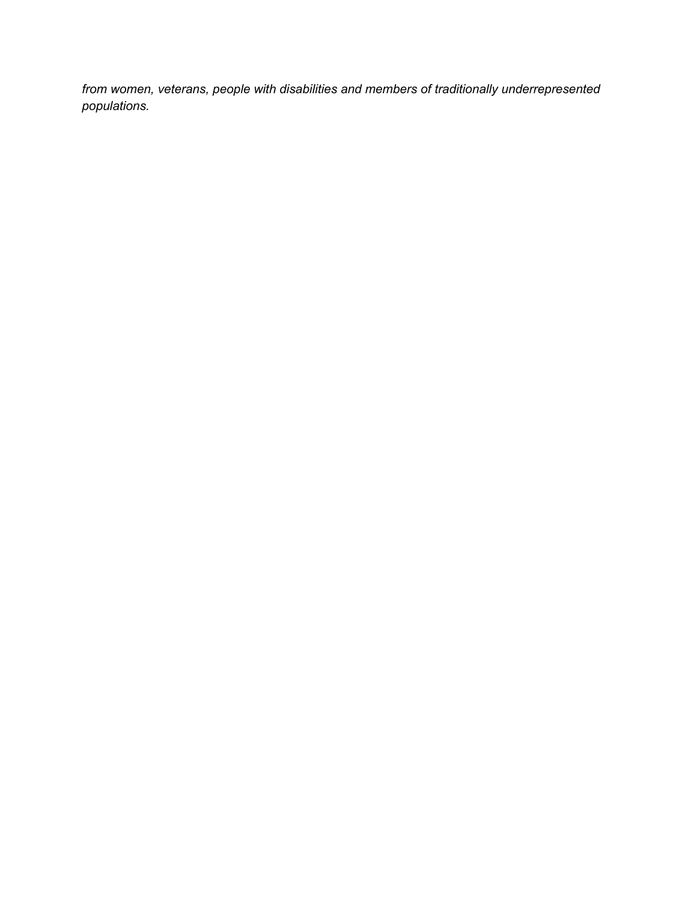*from women, veterans, people with disabilities and members of traditionally underrepresented populations.*